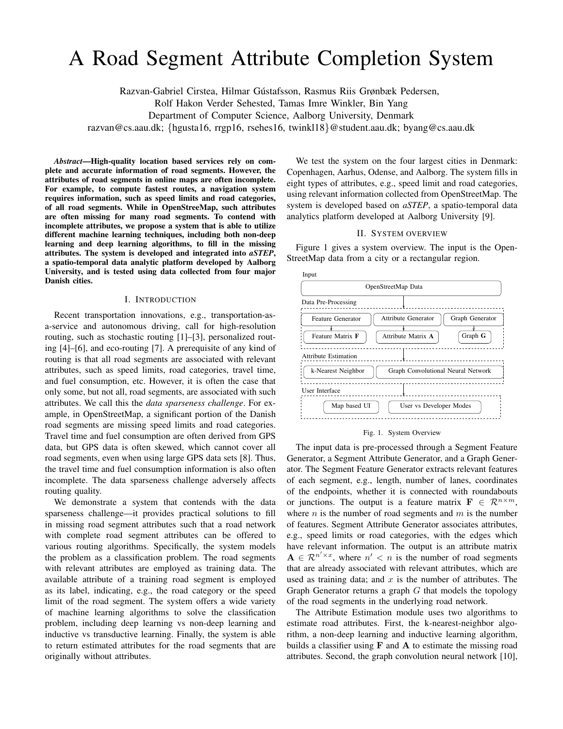# A Road Segment Attribute Completion System

Razvan-Gabriel Cirstea, Hilmar Gústafsson, Rasmus Riis Grønbæk Pedersen,
Rolf Hakon Verder Sehested, Tamas Imre Winkler, Bin Yang
Department of Computer Science, Aalborg University, Denmark
razvan@cs.aau.dk; {hgusta16, rrgp16, rsehes16, twinkl18}@student.aau.dk; byang@cs.aau.dk

***Abstract*—High-quality location based services rely on complete and accurate information of road segments. However, the attributes of road segments in online maps are often incomplete. For example, to compute fastest routes, a navigation system requires information, such as speed limits and road categories, of all road segments. While in OpenStreeMap, such attributes are often missing for many road segments. To contend with incomplete attributes, we propose a system that is able to utilize different machine learning techniques, including both non-deep learning and deep learning algorithms, to fill in the missing attributes. The system is developed and integrated into *aSTEP*, a spatio-temporal data analytic platform developed by Aalborg University, and is tested using data collected from four major Danish cities.**

## I. Introduction

Recent transportation innovations, e.g., transportation-as-a-service and autonomous driving, call for high-resolution routing, such as stochastic routing [1]–[3], personalized routing [4]–[6], and eco-routing [7]. A prerequisite of any kind of routing is that all road segments are associated with relevant attributes, such as speed limits, road categories, travel time, and fuel consumption, etc. However, it is often the case that only some, but not all, road segments, are associated with such attributes. We call this the *data sparseness challenge*. For example, in OpenStreeMap, a significant portion of the Danish road segments are missing speed limits and road categories. Travel time and fuel consumption are often derived from GPS data, but GPS data is often skewed, which cannot cover all road segments, even when using large GPS data sets [8]. Thus, the travel time and fuel consumption information is also often incomplete. The data sparseness challenge adversely affects routing quality.

We demonstrate a system that contends with the data sparseness challenge—it provides practical solutions to fill in missing road segment attributes such that a road network with complete road segment attributes can be offered to various routing algorithms. Specifically, the system models the problem as a classification problem. The road segments with relevant attributes are employed as training data. The available attribute of a training road segment is employed as its label, indicating, e.g., the road category or the speed limit of the road segment. The system offers a wide variety of machine learning algorithms to solve the classification problem, including deep learning vs non-deep learning and inductive vs transductive learning. Finally, the system is able to return estimated attributes for the road segments that are originally without attributes.

We test the system on the four largest cities in Denmark: Copenhagen, Aarhus, Odense, and Aalborg. The system fills in eight types of attributes, e.g., speed limit and road categories, using relevant information collected from OpenStreetMap. The system is developed based on *aSTEP*, a spatio-temporal data analytics platform developed at Aalborg University [9].

## II. System overview

Figure 1 gives a system overview. The input is the OpenStreetMap data from a city or a rectangular region.

Input: OpenStreetMap Data
Data Pre-Processing: Feature Generator → Feature Matrix **F**; Attribute Generator → Attribute Matrix **A**; Graph Generator → Graph **G**
Attribute Estimation: k-Nearest Neighbor; Graph Convolutional Neural Network
User Interface: Map based UI; User vs Developer Modes

Fig. 1. System Overview

The input data is pre-processed through a Segment Feature Generator, a Segment Attribute Generator, and a Graph Generator. The Segment Feature Generator extracts relevant features of each segment, e.g., length, number of lanes, coordinates of the endpoints, whether it is connected with roundabouts or junctions. The output is a feature matrix $\mathbf{F} \in \mathcal{R}^{n \times m}$, where $n$ is the number of road segments and $m$ is the number of features. Segment Attribute Generator associates attributes, e.g., speed limits or road categories, with the edges which have relevant information. The output is an attribute matrix $\mathbf{A} \in \mathcal{R}^{n' \times x}$, where $n' < n$ is the number of road segments that are already associated with relevant attributes, which are used as training data; and $x$ is the number of attributes. The Graph Generator returns a graph $G$ that models the topology of the road segments in the underlying road network.

The Attribute Estimation module uses two algorithms to estimate road attributes. First, the k-nearest-neighbor algorithm, a non-deep learning and inductive learning algorithm, builds a classifier using $\mathbf{F}$ and $\mathbf{A}$ to estimate the missing road attributes. Second, the graph convolution neural network [10],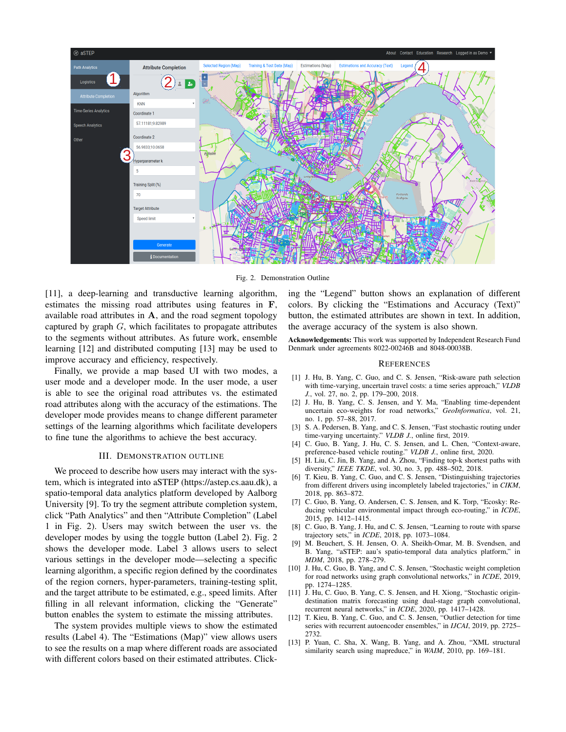Fig. 2. Demonstration Outline

[11], a deep-learning and transductive learning algorithm, estimates the missing road attributes using features in **F**, available road attributes in **A**, and the road segment topology captured by graph $G$, which facilitates to propagate attributes to the segments without attributes. As future work, ensemble learning [12] and distributed computing [13] may be used to improve accuracy and efficiency, respectively.

Finally, we provide a map based UI with two modes, a user mode and a developer mode. In the user mode, a user is able to see the original road attributes vs. the estimated road attributes along with the accuracy of the estimations. The developer mode provides means to change different parameter settings of the learning algorithms which facilitate developers to fine tune the algorithms to achieve the best accuracy.

## III. Demonstration Outline

We proceed to describe how users may interact with the system, which is integrated into aSTEP (https://astep.cs.aau.dk), a spatio-temporal data analytics platform developed by Aalborg University [9]. To try the segment attribute completion system, click "Path Analytics" and then "Attribute Completion" (Label 1 in Fig. 2). Users may switch between the user vs. the developer modes by using the toggle button (Label 2). Fig. 2 shows the developer mode. Label 3 allows users to select various settings in the developer mode—selecting a specific learning algorithm, a specific region defined by the coordinates of the region corners, hyper-parameters, training-testing split, and the target attribute to be estimated, e.g., speed limits. After filling in all relevant information, clicking the "Generate" button enables the system to estimate the missing attributes.

The system provides multiple views to show the estimated results (Label 4). The "Estimations (Map)" view allows users to see the results on a map where different roads are associated with different colors based on their estimated attributes. Clicking the "Legend" button shows an explanation of different colors. By clicking the "Estimations and Accuracy (Text)" button, the estimated attributes are shown in text. In addition, the average accuracy of the system is also shown.

**Acknowledgements:** This work was supported by Independent Research Fund Denmark under agreements 8022-00246B and 8048-00038B.

## References

[1] J. Hu, B. Yang, C. Guo, and C. S. Jensen, "Risk-aware path selection with time-varying, uncertain travel costs: a time series approach," *VLDB J.*, vol. 27, no. 2, pp. 179–200, 2018.

[2] J. Hu, B. Yang, C. S. Jensen, and Y. Ma, "Enabling time-dependent uncertain eco-weights for road networks," *GeoInformatica*, vol. 21, no. 1, pp. 57–88, 2017.

[3] S. A. Pedersen, B. Yang, and C. S. Jensen, "Fast stochastic routing under time-varying uncertainty." *VLDB J.*, online first, 2019.

[4] C. Guo, B. Yang, J. Hu, C. S. Jensen, and L. Chen, "Context-aware, preference-based vehicle routing," *VLDB J.*, online first, 2020.

[5] H. Liu, C. Jin, B. Yang, and A. Zhou, "Finding top-k shortest paths with diversity," *IEEE TKDE*, vol. 30, no. 3, pp. 488–502, 2018.

[6] T. Kieu, B. Yang, C. Guo, and C. S. Jensen, "Distinguishing trajectories from different drivers using incompletely labeled trajectories," in *CIKM*, 2018, pp. 863–872.

[7] C. Guo, B. Yang, O. Andersen, C. S. Jensen, and K. Torp, "Ecosky: Reducing vehicular environmental impact through eco-routing," in *ICDE*, 2015, pp. 1412–1415.

[8] C. Guo, B. Yang, J. Hu, and C. S. Jensen, "Learning to route with sparse trajectory sets," in *ICDE*, 2018, pp. 1073–1084.

[9] M. Beuchert, S. H. Jensen, O. A. Sheikh-Omar, M. B. Svendsen, and B. Yang, "aSTEP: aau's spatio-temporal data analytics platform," in *MDM*, 2018, pp. 278–279.

[10] J. Hu, C. Guo, B. Yang, and C. S. Jensen, "Stochastic weight completion for road networks using graph convolutional networks," in *ICDE*, 2019, pp. 1274–1285.

[11] J. Hu, C. Guo, B. Yang, C. S. Jensen, and H. Xiong, "Stochastic origin-destination matrix forecasting using dual-stage graph convolutional, recurrent neural networks," in *ICDE*, 2020, pp. 1417–1428.

[12] T. Kieu, B. Yang, C. Guo, and C. S. Jensen, "Outlier detection for time series with recurrent autoencoder ensembles," in *IJCAI*, 2019, pp. 2725–2732.

[13] P. Yuan, C. Sha, X. Wang, B. Yang, and A. Zhou, "XML structural similarity search using mapreduce," in *WAIM*, 2010, pp. 169–181.